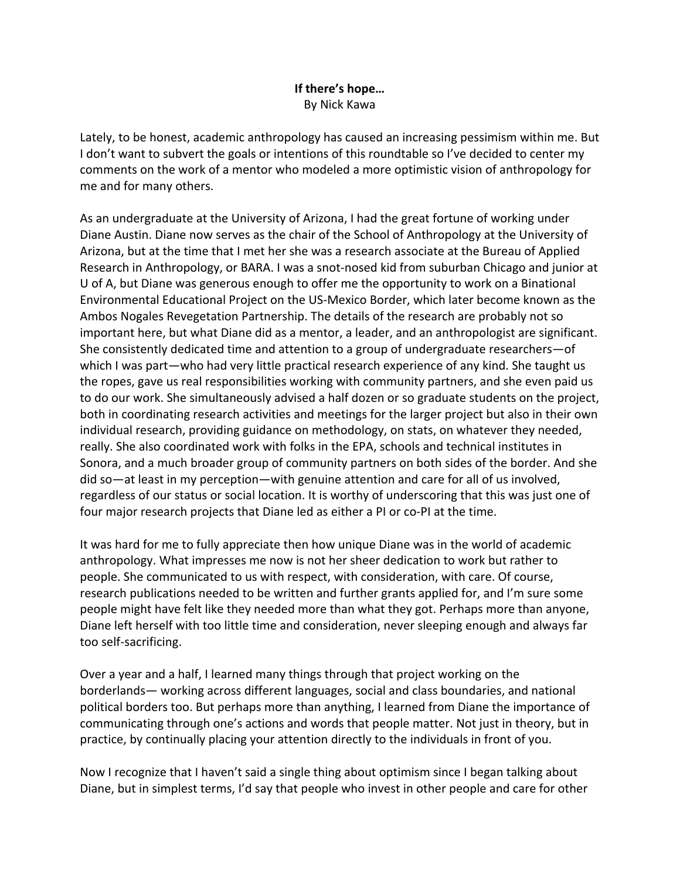**If there's hope…**

By Nick Kawa

Lately, to be honest, academic anthropology has caused an increasing pessimism within me. But I don't want to subvert the goals or intentions of this roundtable so I've decided to center my comments on the work of a mentor who modeled a more optimistic vision of anthropology for me and for many others.

As an undergraduate at the University of Arizona, I had the great fortune of working under Diane Austin. Diane now serves as the chair of the School of Anthropology at the University of Arizona, but at the time that I met her she was a research associate at the Bureau of Applied Research in Anthropology, or BARA. I was a snot-nosed kid from suburban Chicago and junior at U of A, but Diane was generous enough to offer me the opportunity to work on a Binational Environmental Educational Project on the US-Mexico Border, which later become known as the Ambos Nogales Revegetation Partnership. The details of the research are probably not so important here, but what Diane did as a mentor, a leader, and an anthropologist are significant. She consistently dedicated time and attention to a group of undergraduate researchers—of which I was part—who had very little practical research experience of any kind. She taught us the ropes, gave us real responsibilities working with community partners, and she even paid us to do our work. She simultaneously advised a half dozen or so graduate students on the project, both in coordinating research activities and meetings for the larger project but also in their own individual research, providing guidance on methodology, on stats, on whatever they needed, really. She also coordinated work with folks in the EPA, schools and technical institutes in Sonora, and a much broader group of community partners on both sides of the border. And she did so—at least in my perception—with genuine attention and care for all of us involved, regardless of our status or social location. It is worthy of underscoring that this was just one of four major research projects that Diane led as either a PI or co-PI at the time.

It was hard for me to fully appreciate then how unique Diane was in the world of academic anthropology. What impresses me now is not her sheer dedication to work but rather to people. She communicated to us with respect, with consideration, with care. Of course, research publications needed to be written and further grants applied for, and I'm sure some people might have felt like they needed more than what they got. Perhaps more than anyone, Diane left herself with too little time and consideration, never sleeping enough and always far too self-sacrificing.

Over a year and a half, I learned many things through that project working on the borderlands— working across different languages, social and class boundaries, and national political borders too. But perhaps more than anything, I learned from Diane the importance of communicating through one's actions and words that people matter. Not just in theory, but in practice, by continually placing your attention directly to the individuals in front of you.

Now I recognize that I haven't said a single thing about optimism since I began talking about Diane, but in simplest terms, I'd say that people who invest in other people and care for other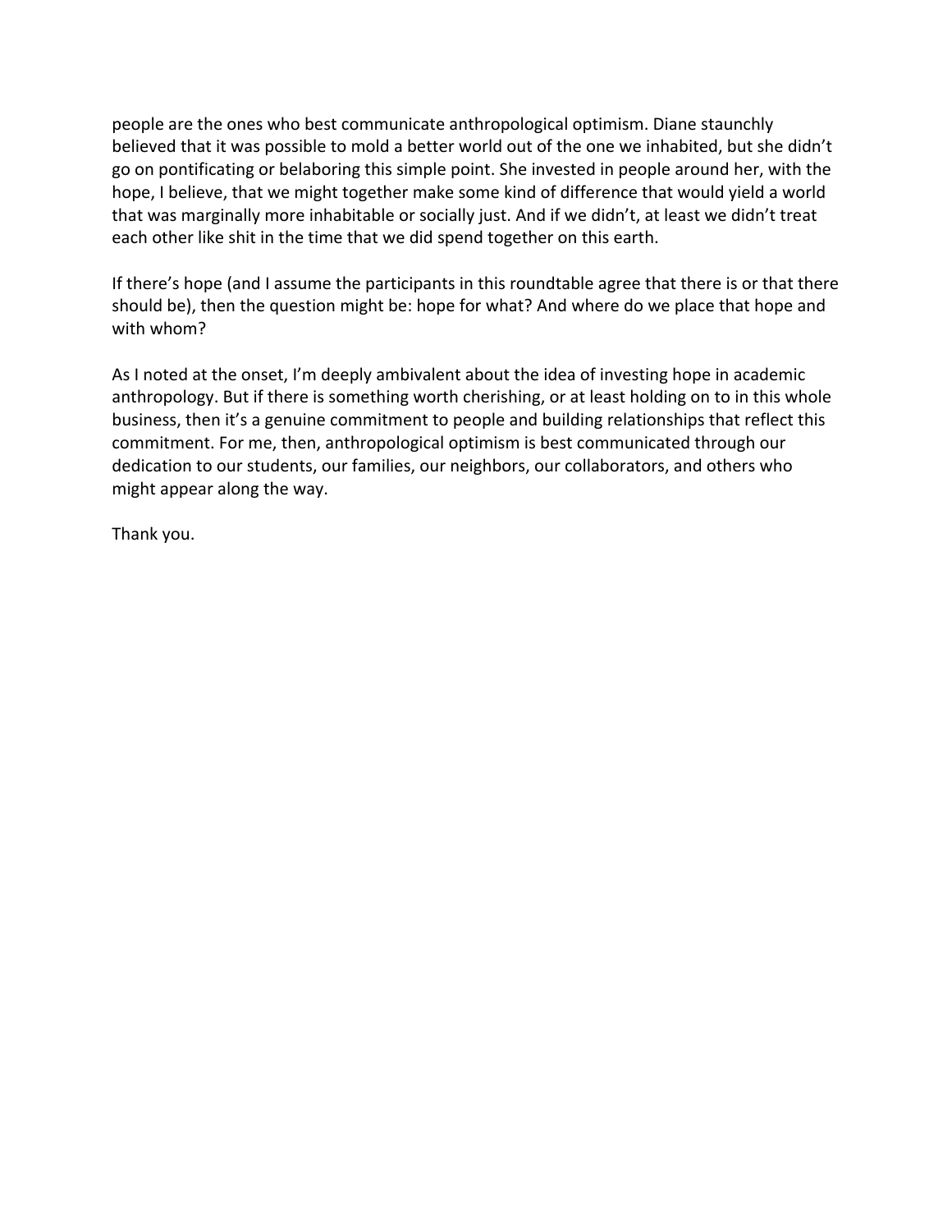people are the ones who best communicate anthropological optimism. Diane staunchly believed that it was possible to mold a better world out of the one we inhabited, but she didn't go on pontificating or belaboring this simple point. She invested in people around her, with the hope, I believe, that we might together make some kind of difference that would yield a world that was marginally more inhabitable or socially just. And if we didn't, at least we didn't treat each other like shit in the time that we did spend together on this earth.

If there's hope (and I assume the participants in this roundtable agree that there is or that there should be), then the question might be: hope for what? And where do we place that hope and with whom?

As I noted at the onset, I'm deeply ambivalent about the idea of investing hope in academic anthropology. But if there is something worth cherishing, or at least holding on to in this whole business, then it's a genuine commitment to people and building relationships that reflect this commitment. For me, then, anthropological optimism is best communicated through our dedication to our students, our families, our neighbors, our collaborators, and others who might appear along the way.

Thank you.